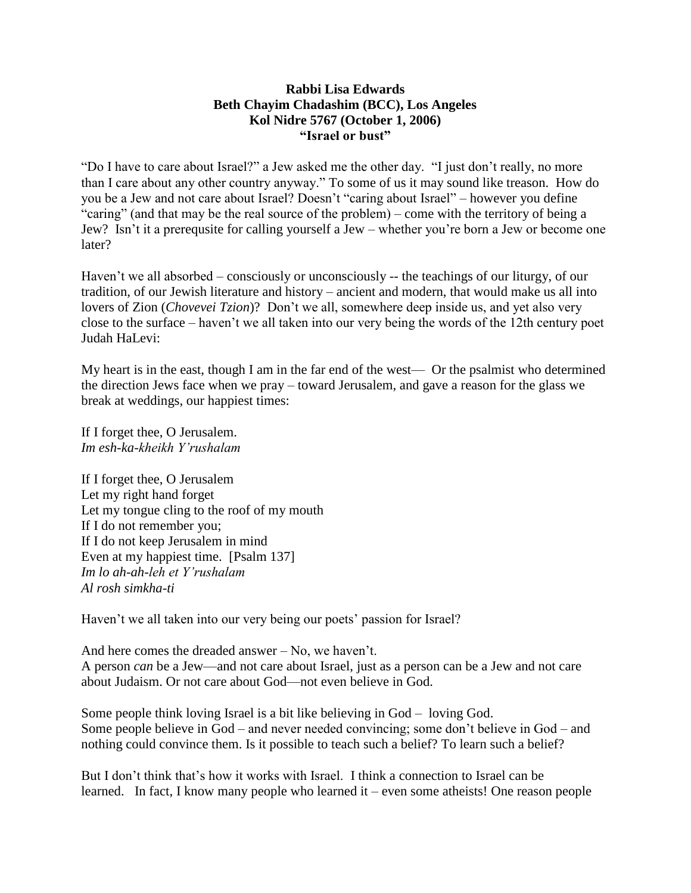**Rabbi Lisa Edwards**
**Beth Chayim Chadashim (BCC), Los Angeles**
**Kol Nidre 5767 (October 1, 2006)**
**"Israel or bust"**

"Do I have to care about Israel?" a Jew asked me the other day. "I just don't really, no more than I care about any other country anyway." To some of us it may sound like treason. How do you be a Jew and not care about Israel? Doesn't "caring about Israel" – however you define "caring" (and that may be the real source of the problem) – come with the territory of being a Jew? Isn't it a prerequsite for calling yourself a Jew – whether you're born a Jew or become one later?

Haven't we all absorbed – consciously or unconsciously -- the teachings of our liturgy, of our tradition, of our Jewish literature and history – ancient and modern, that would make us all into lovers of Zion (*Chovevei Tzion*)? Don't we all, somewhere deep inside us, and yet also very close to the surface – haven't we all taken into our very being the words of the 12th century poet Judah HaLevi:

My heart is in the east, though I am in the far end of the west— Or the psalmist who determined the direction Jews face when we pray – toward Jerusalem, and gave a reason for the glass we break at weddings, our happiest times:

If I forget thee, O Jerusalem.
*Im esh-ka-kheikh Y'rushalam*

If I forget thee, O Jerusalem
Let my right hand forget
Let my tongue cling to the roof of my mouth
If I do not remember you;
If I do not keep Jerusalem in mind
Even at my happiest time. [Psalm 137]
*Im lo ah-ah-leh et Y'rushalam*
*Al rosh simkha-ti*

Haven't we all taken into our very being our poets' passion for Israel?

And here comes the dreaded answer – No, we haven't.
A person *can* be a Jew—and not care about Israel, just as a person can be a Jew and not care about Judaism. Or not care about God—not even believe in God.

Some people think loving Israel is a bit like believing in God – loving God.
Some people believe in God – and never needed convincing; some don't believe in God – and nothing could convince them. Is it possible to teach such a belief? To learn such a belief?

But I don't think that's how it works with Israel. I think a connection to Israel can be learned. In fact, I know many people who learned it – even some atheists! One reason people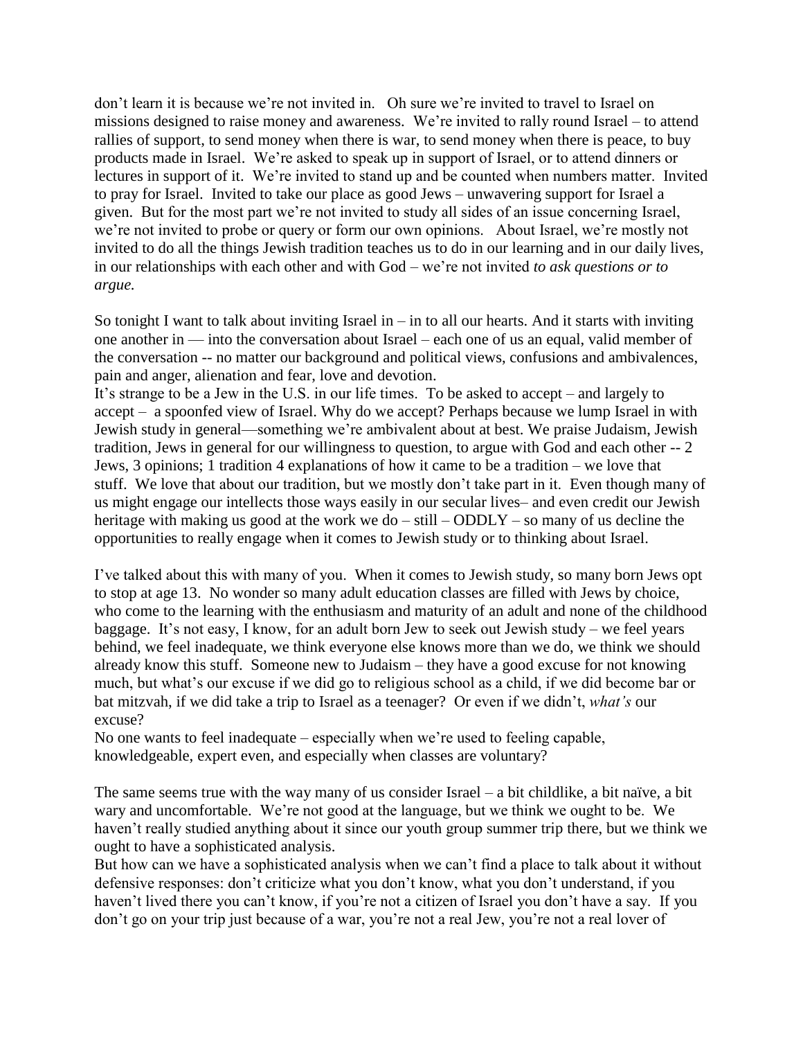don't learn it is because we're not invited in. Oh sure we're invited to travel to Israel on missions designed to raise money and awareness. We're invited to rally round Israel – to attend rallies of support, to send money when there is war, to send money when there is peace, to buy products made in Israel. We're asked to speak up in support of Israel, or to attend dinners or lectures in support of it. We're invited to stand up and be counted when numbers matter. Invited to pray for Israel. Invited to take our place as good Jews – unwavering support for Israel a given. But for the most part we're not invited to study all sides of an issue concerning Israel, we're not invited to probe or query or form our own opinions. About Israel, we're mostly not invited to do all the things Jewish tradition teaches us to do in our learning and in our daily lives, in our relationships with each other and with God – we're not invited *to ask questions or to argue.*

So tonight I want to talk about inviting Israel in – in to all our hearts. And it starts with inviting one another in — into the conversation about Israel – each one of us an equal, valid member of the conversation -- no matter our background and political views, confusions and ambivalences, pain and anger, alienation and fear, love and devotion.

It's strange to be a Jew in the U.S. in our life times. To be asked to accept – and largely to accept – a spoonfed view of Israel. Why do we accept? Perhaps because we lump Israel in with Jewish study in general—something we're ambivalent about at best. We praise Judaism, Jewish tradition, Jews in general for our willingness to question, to argue with God and each other -- 2 Jews, 3 opinions; 1 tradition 4 explanations of how it came to be a tradition – we love that stuff. We love that about our tradition, but we mostly don't take part in it. Even though many of us might engage our intellects those ways easily in our secular lives– and even credit our Jewish heritage with making us good at the work we do – still – ODDLY – so many of us decline the opportunities to really engage when it comes to Jewish study or to thinking about Israel.

I've talked about this with many of you. When it comes to Jewish study, so many born Jews opt to stop at age 13. No wonder so many adult education classes are filled with Jews by choice, who come to the learning with the enthusiasm and maturity of an adult and none of the childhood baggage. It's not easy, I know, for an adult born Jew to seek out Jewish study – we feel years behind, we feel inadequate, we think everyone else knows more than we do, we think we should already know this stuff. Someone new to Judaism – they have a good excuse for not knowing much, but what's our excuse if we did go to religious school as a child, if we did become bar or bat mitzvah, if we did take a trip to Israel as a teenager? Or even if we didn't, *what's* our excuse?

No one wants to feel inadequate – especially when we're used to feeling capable, knowledgeable, expert even, and especially when classes are voluntary?

The same seems true with the way many of us consider Israel – a bit childlike, a bit naïve, a bit wary and uncomfortable. We're not good at the language, but we think we ought to be. We haven't really studied anything about it since our youth group summer trip there, but we think we ought to have a sophisticated analysis.

But how can we have a sophisticated analysis when we can't find a place to talk about it without defensive responses: don't criticize what you don't know, what you don't understand, if you haven't lived there you can't know, if you're not a citizen of Israel you don't have a say. If you don't go on your trip just because of a war, you're not a real Jew, you're not a real lover of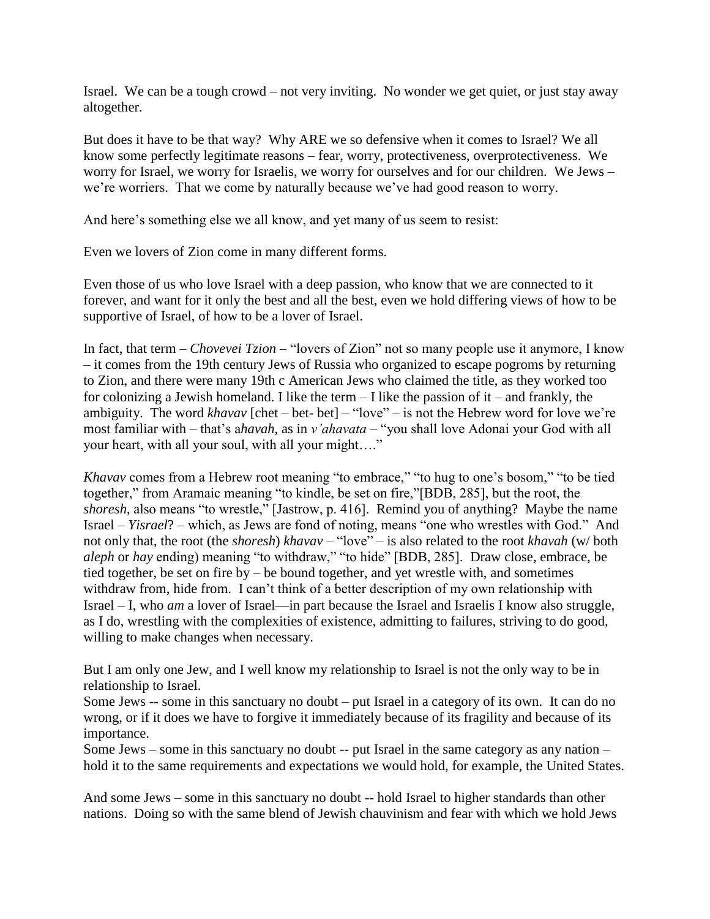Israel. We can be a tough crowd – not very inviting. No wonder we get quiet, or just stay away altogether.

But does it have to be that way? Why ARE we so defensive when it comes to Israel? We all know some perfectly legitimate reasons – fear, worry, protectiveness, overprotectiveness. We worry for Israel, we worry for Israelis, we worry for ourselves and for our children. We Jews – we're worriers. That we come by naturally because we've had good reason to worry.

And here's something else we all know, and yet many of us seem to resist:

Even we lovers of Zion come in many different forms.

Even those of us who love Israel with a deep passion, who know that we are connected to it forever, and want for it only the best and all the best, even we hold differing views of how to be supportive of Israel, of how to be a lover of Israel.

In fact, that term – *Chovevei Tzion* – "lovers of Zion" not so many people use it anymore, I know – it comes from the 19th century Jews of Russia who organized to escape pogroms by returning to Zion, and there were many 19th c American Jews who claimed the title, as they worked too for colonizing a Jewish homeland. I like the term – I like the passion of it – and frankly, the ambiguity. The word *khavav* [chet – bet- bet] – "love" – is not the Hebrew word for love we're most familiar with – that's a*havah*, as in *v'ahavata* – "you shall love Adonai your God with all your heart, with all your soul, with all your might…."

*Khavav* comes from a Hebrew root meaning "to embrace," "to hug to one's bosom," "to be tied together," from Aramaic meaning "to kindle, be set on fire,"[BDB, 285], but the root, the *shoresh*, also means "to wrestle," [Jastrow, p. 416]. Remind you of anything? Maybe the name Israel – *Yisrael*? – which, as Jews are fond of noting, means "one who wrestles with God." And not only that, the root (the *shoresh*) *khavav* – "love" – is also related to the root *khavah* (w/ both *aleph* or *hay* ending) meaning "to withdraw," "to hide" [BDB, 285]. Draw close, embrace, be tied together, be set on fire by – be bound together, and yet wrestle with, and sometimes withdraw from, hide from. I can't think of a better description of my own relationship with Israel – I, who *am* a lover of Israel—in part because the Israel and Israelis I know also struggle, as I do, wrestling with the complexities of existence, admitting to failures, striving to do good, willing to make changes when necessary.

But I am only one Jew, and I well know my relationship to Israel is not the only way to be in relationship to Israel.

Some Jews -- some in this sanctuary no doubt – put Israel in a category of its own. It can do no wrong, or if it does we have to forgive it immediately because of its fragility and because of its importance.

Some Jews – some in this sanctuary no doubt -- put Israel in the same category as any nation – hold it to the same requirements and expectations we would hold, for example, the United States.

And some Jews – some in this sanctuary no doubt -- hold Israel to higher standards than other nations. Doing so with the same blend of Jewish chauvinism and fear with which we hold Jews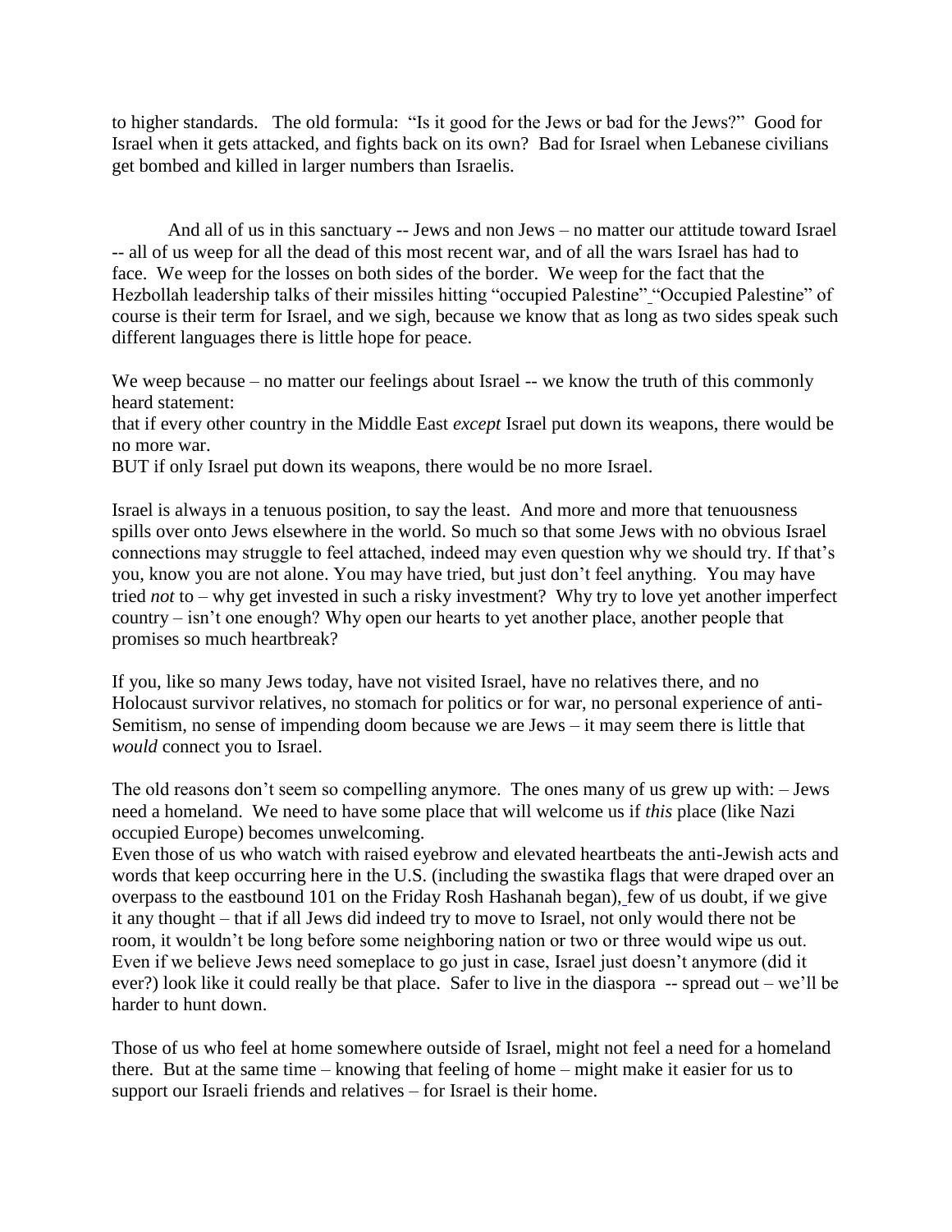to higher standards. The old formula: "Is it good for the Jews or bad for the Jews?" Good for Israel when it gets attacked, and fights back on its own? Bad for Israel when Lebanese civilians get bombed and killed in larger numbers than Israelis.

And all of us in this sanctuary -- Jews and non Jews – no matter our attitude toward Israel -- all of us weep for all the dead of this most recent war, and of all the wars Israel has had to face. We weep for the losses on both sides of the border. We weep for the fact that the Hezbollah leadership talks of their missiles hitting "occupied Palestine" "Occupied Palestine" of course is their term for Israel, and we sigh, because we know that as long as two sides speak such different languages there is little hope for peace.

We weep because – no matter our feelings about Israel -- we know the truth of this commonly heard statement:
that if every other country in the Middle East *except* Israel put down its weapons, there would be no more war.
BUT if only Israel put down its weapons, there would be no more Israel.

Israel is always in a tenuous position, to say the least. And more and more that tenuousness spills over onto Jews elsewhere in the world. So much so that some Jews with no obvious Israel connections may struggle to feel attached, indeed may even question why we should try. If that's you, know you are not alone. You may have tried, but just don't feel anything. You may have tried *not* to – why get invested in such a risky investment? Why try to love yet another imperfect country – isn't one enough? Why open our hearts to yet another place, another people that promises so much heartbreak?

If you, like so many Jews today, have not visited Israel, have no relatives there, and no Holocaust survivor relatives, no stomach for politics or for war, no personal experience of anti-Semitism, no sense of impending doom because we are Jews – it may seem there is little that *would* connect you to Israel.

The old reasons don't seem so compelling anymore. The ones many of us grew up with: – Jews need a homeland. We need to have some place that will welcome us if *this* place (like Nazi occupied Europe) becomes unwelcoming.
Even those of us who watch with raised eyebrow and elevated heartbeats the anti-Jewish acts and words that keep occurring here in the U.S. (including the swastika flags that were draped over an overpass to the eastbound 101 on the Friday Rosh Hashanah began), few of us doubt, if we give it any thought – that if all Jews did indeed try to move to Israel, not only would there not be room, it wouldn't be long before some neighboring nation or two or three would wipe us out. Even if we believe Jews need someplace to go just in case, Israel just doesn't anymore (did it ever?) look like it could really be that place. Safer to live in the diaspora -- spread out – we'll be harder to hunt down.

Those of us who feel at home somewhere outside of Israel, might not feel a need for a homeland there. But at the same time – knowing that feeling of home – might make it easier for us to support our Israeli friends and relatives – for Israel is their home.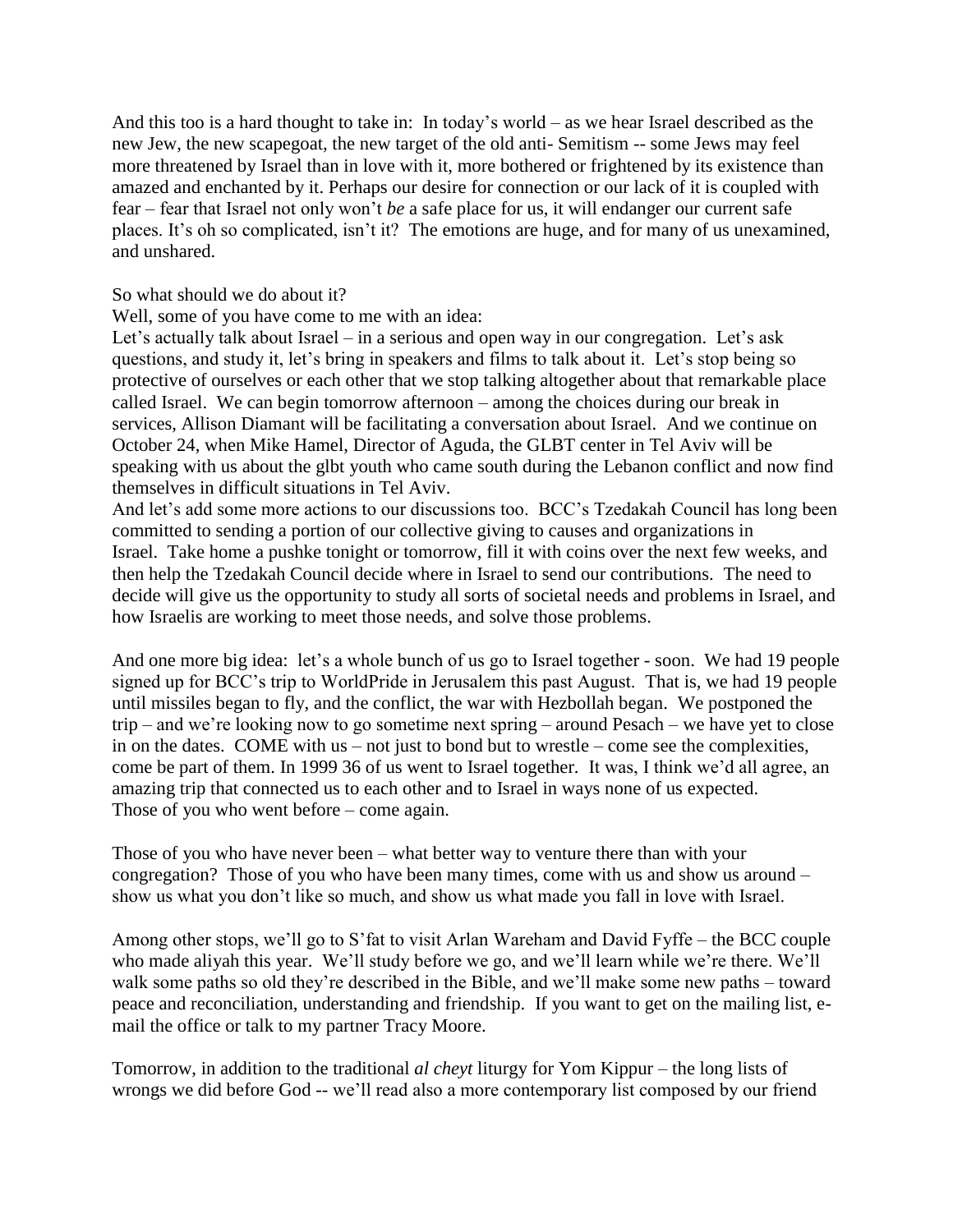And this too is a hard thought to take in: In today's world – as we hear Israel described as the new Jew, the new scapegoat, the new target of the old anti- Semitism -- some Jews may feel more threatened by Israel than in love with it, more bothered or frightened by its existence than amazed and enchanted by it. Perhaps our desire for connection or our lack of it is coupled with fear – fear that Israel not only won't *be* a safe place for us, it will endanger our current safe places. It's oh so complicated, isn't it? The emotions are huge, and for many of us unexamined, and unshared.

So what should we do about it?

Well, some of you have come to me with an idea:

Let's actually talk about Israel – in a serious and open way in our congregation. Let's ask questions, and study it, let's bring in speakers and films to talk about it. Let's stop being so protective of ourselves or each other that we stop talking altogether about that remarkable place called Israel. We can begin tomorrow afternoon – among the choices during our break in services, Allison Diamant will be facilitating a conversation about Israel. And we continue on October 24, when Mike Hamel, Director of Aguda, the GLBT center in Tel Aviv will be speaking with us about the glbt youth who came south during the Lebanon conflict and now find themselves in difficult situations in Tel Aviv.

And let's add some more actions to our discussions too. BCC's Tzedakah Council has long been committed to sending a portion of our collective giving to causes and organizations in Israel. Take home a pushke tonight or tomorrow, fill it with coins over the next few weeks, and then help the Tzedakah Council decide where in Israel to send our contributions. The need to decide will give us the opportunity to study all sorts of societal needs and problems in Israel, and how Israelis are working to meet those needs, and solve those problems.

And one more big idea: let's a whole bunch of us go to Israel together - soon. We had 19 people signed up for BCC's trip to WorldPride in Jerusalem this past August. That is, we had 19 people until missiles began to fly, and the conflict, the war with Hezbollah began. We postponed the trip – and we're looking now to go sometime next spring – around Pesach – we have yet to close in on the dates. COME with us – not just to bond but to wrestle – come see the complexities, come be part of them. In 1999 36 of us went to Israel together. It was, I think we'd all agree, an amazing trip that connected us to each other and to Israel in ways none of us expected. Those of you who went before – come again.

Those of you who have never been – what better way to venture there than with your congregation? Those of you who have been many times, come with us and show us around – show us what you don't like so much, and show us what made you fall in love with Israel.

Among other stops, we'll go to S'fat to visit Arlan Wareham and David Fyffe – the BCC couple who made aliyah this year. We'll study before we go, and we'll learn while we're there. We'll walk some paths so old they're described in the Bible, and we'll make some new paths – toward peace and reconciliation, understanding and friendship. If you want to get on the mailing list, e-mail the office or talk to my partner Tracy Moore.

Tomorrow, in addition to the traditional *al cheyt* liturgy for Yom Kippur – the long lists of wrongs we did before God -- we'll read also a more contemporary list composed by our friend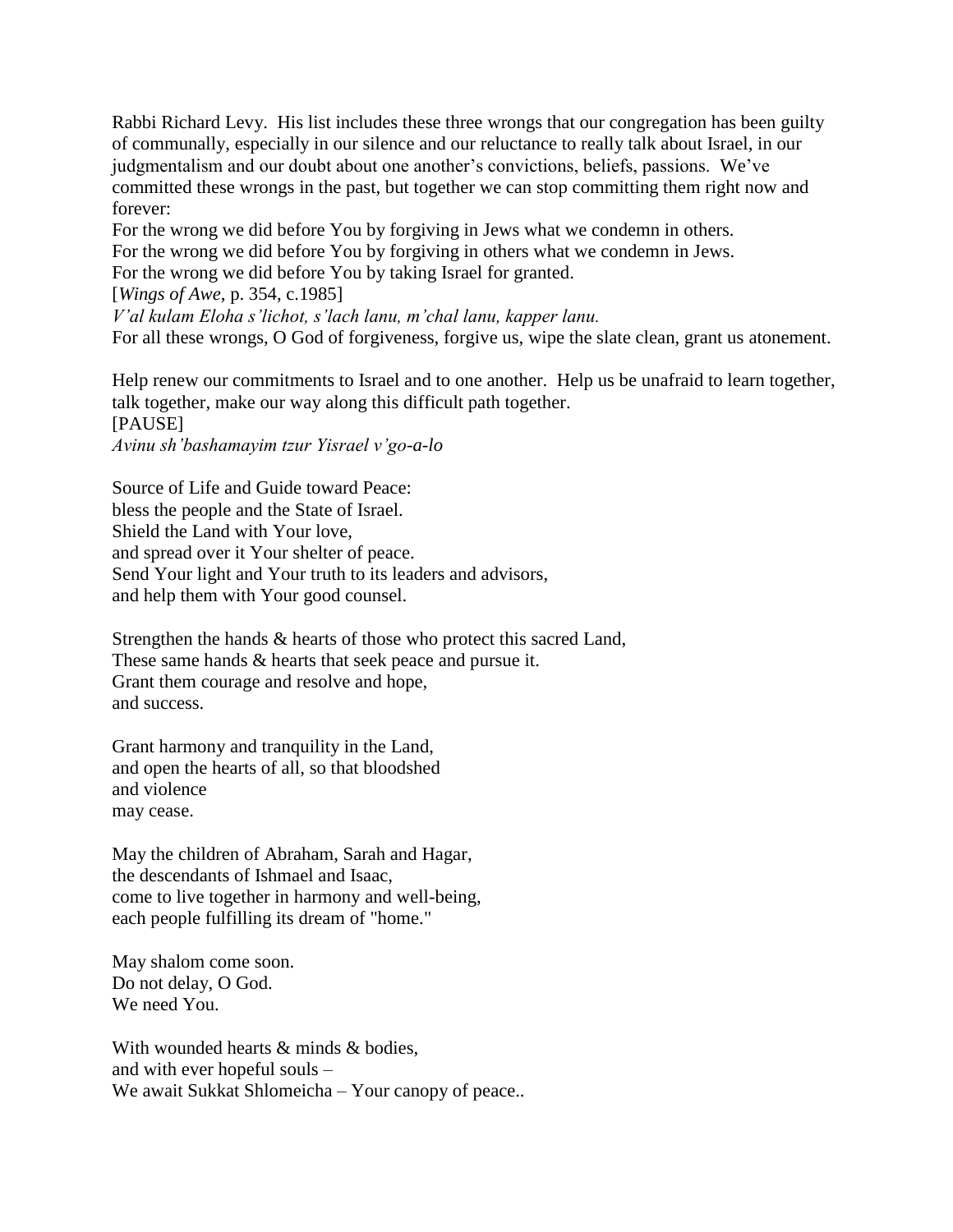Rabbi Richard Levy. His list includes these three wrongs that our congregation has been guilty of communally, especially in our silence and our reluctance to really talk about Israel, in our judgmentalism and our doubt about one another's convictions, beliefs, passions. We've committed these wrongs in the past, but together we can stop committing them right now and forever:

For the wrong we did before You by forgiving in Jews what we condemn in others.  
For the wrong we did before You by forgiving in others what we condemn in Jews.  
For the wrong we did before You by taking Israel for granted.  
[*Wings of Awe*, p. 354, c.1985]  
*V'al kulam Eloha s'lichot, s'lach lanu, m'chal lanu, kapper lanu.*  
For all these wrongs, O God of forgiveness, forgive us, wipe the slate clean, grant us atonement.

Help renew our commitments to Israel and to one another. Help us be unafraid to learn together, talk together, make our way along this difficult path together.  
[PAUSE]  
*Avinu sh'bashamayim tzur Yisrael v'go-a-lo*

Source of Life and Guide toward Peace:  
bless the people and the State of Israel.  
Shield the Land with Your love,  
and spread over it Your shelter of peace.  
Send Your light and Your truth to its leaders and advisors,  
and help them with Your good counsel.

Strengthen the hands & hearts of those who protect this sacred Land,  
These same hands & hearts that seek peace and pursue it.  
Grant them courage and resolve and hope,  
and success.

Grant harmony and tranquility in the Land,  
and open the hearts of all, so that bloodshed  
and violence  
may cease.

May the children of Abraham, Sarah and Hagar,  
the descendants of Ishmael and Isaac,  
come to live together in harmony and well-being,  
each people fulfilling its dream of "home."

May shalom come soon.  
Do not delay, O God.  
We need You.

With wounded hearts & minds & bodies,  
and with ever hopeful souls –  
We await Sukkat Shlomeicha – Your canopy of peace..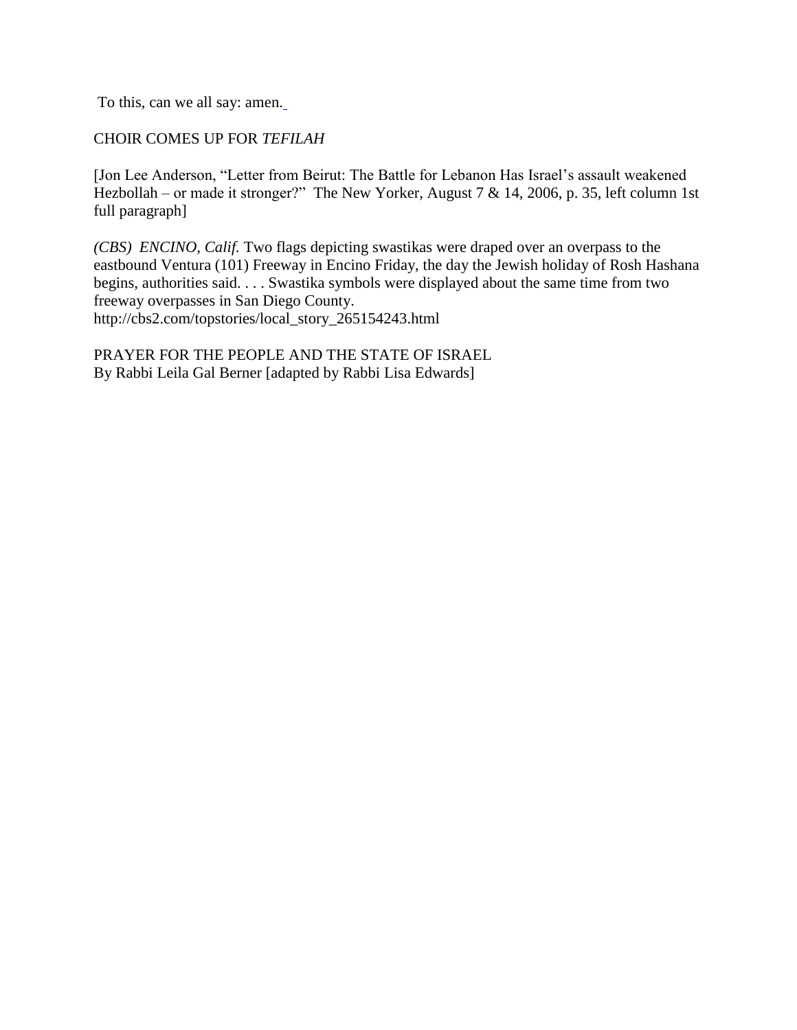To this, can we all say: amen.

CHOIR COMES UP FOR *TEFILAH*

[Jon Lee Anderson, "Letter from Beirut: The Battle for Lebanon Has Israel's assault weakened Hezbollah – or made it stronger?" The New Yorker, August 7 & 14, 2006, p. 35, left column 1st full paragraph]

*(CBS) ENCINO, Calif.* Two flags depicting swastikas were draped over an overpass to the eastbound Ventura (101) Freeway in Encino Friday, the day the Jewish holiday of Rosh Hashana begins, authorities said. . . . Swastika symbols were displayed about the same time from two freeway overpasses in San Diego County.
http://cbs2.com/topstories/local_story_265154243.html

PRAYER FOR THE PEOPLE AND THE STATE OF ISRAEL
By Rabbi Leila Gal Berner [adapted by Rabbi Lisa Edwards]